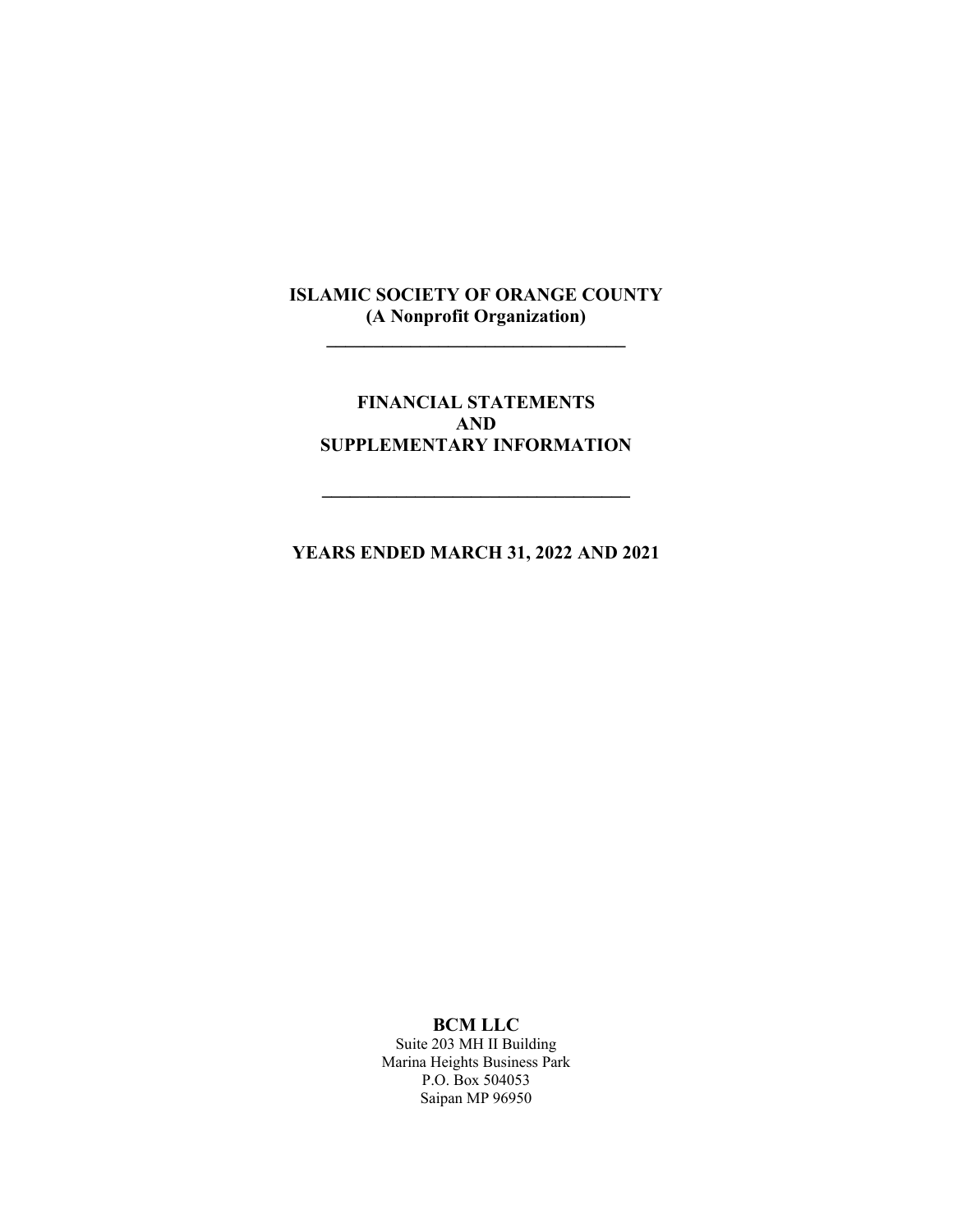# ISLAMIC SOCIETY OF ORANGE COUNTY
## (A Nonprofit Organization)

---

## FINANCIAL STATEMENTS
## AND
## SUPPLEMENTARY INFORMATION

---

## YEARS ENDED MARCH 31, 2022 AND 2021

**BCM LLC**

Suite 203 MH II Building
Marina Heights Business Park
P.O. Box 504053
Saipan MP 96950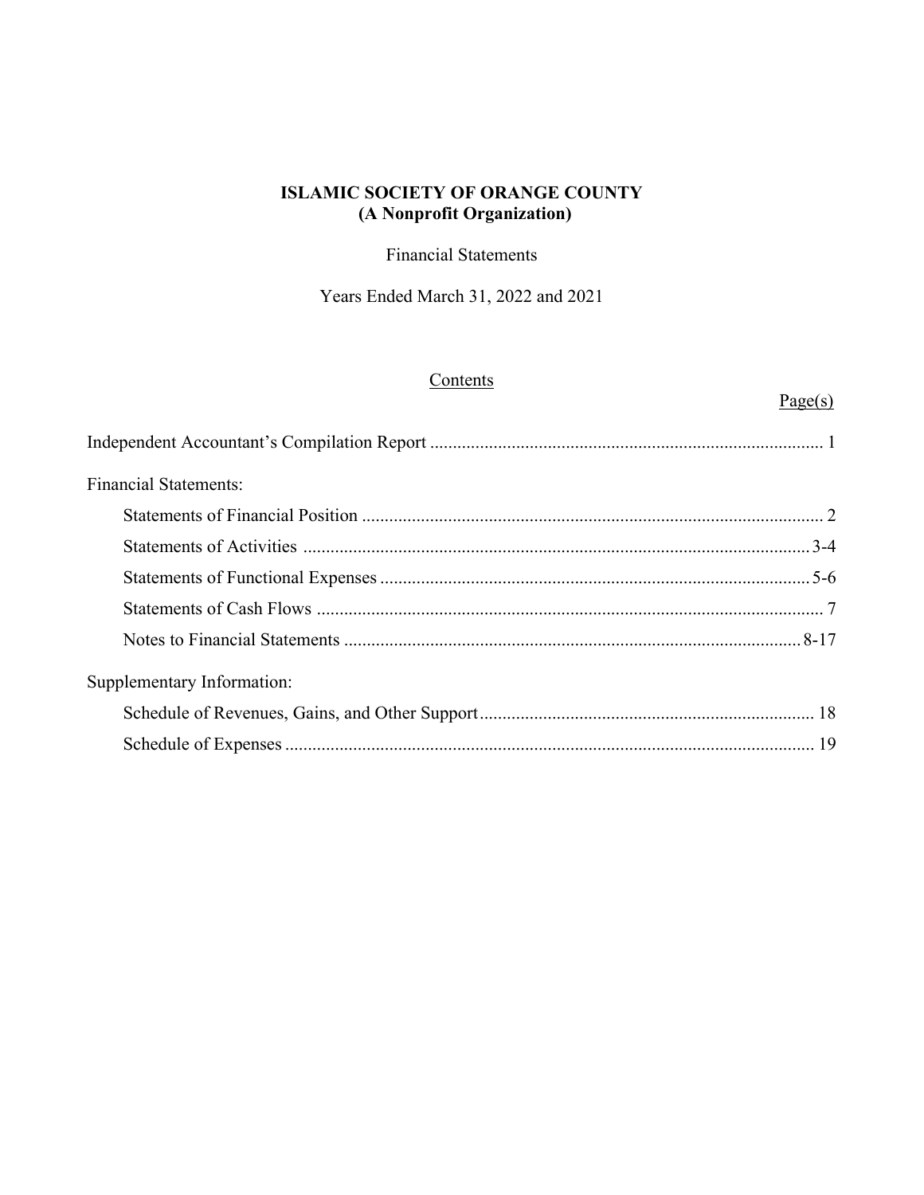**ISLAMIC SOCIETY OF ORANGE COUNTY**
**(A Nonprofit Organization)**

Financial Statements

Years Ended March 31, 2022 and 2021

Contents

| | Page(s) |
|---|---|
| Independent Accountant's Compilation Report | 1 |
| Financial Statements: | |
| Statements of Financial Position | 2 |
| Statements of Activities | 3-4 |
| Statements of Functional Expenses | 5-6 |
| Statements of Cash Flows | 7 |
| Notes to Financial Statements | 8-17 |
| Supplementary Information: | |
| Schedule of Revenues, Gains, and Other Support | 18 |
| Schedule of Expenses | 19 |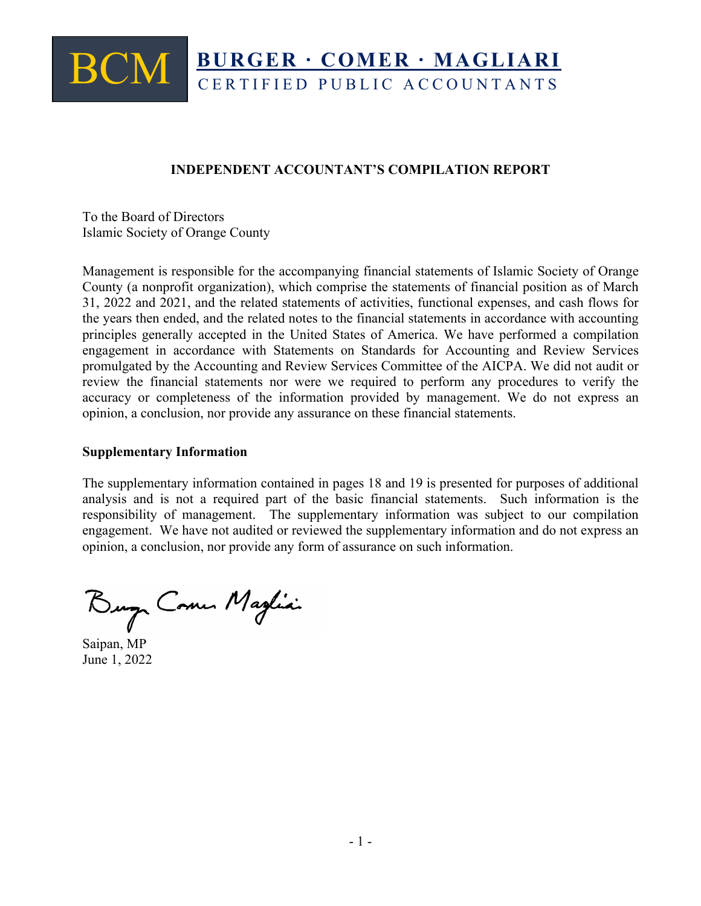**BCM** **BURGER · COMER · MAGLIARI**
CERTIFIED PUBLIC ACCOUNTANTS

## INDEPENDENT ACCOUNTANT'S COMPILATION REPORT

To the Board of Directors
Islamic Society of Orange County

Management is responsible for the accompanying financial statements of Islamic Society of Orange County (a nonprofit organization), which comprise the statements of financial position as of March 31, 2022 and 2021, and the related statements of activities, functional expenses, and cash flows for the years then ended, and the related notes to the financial statements in accordance with accounting principles generally accepted in the United States of America. We have performed a compilation engagement in accordance with Statements on Standards for Accounting and Review Services promulgated by the Accounting and Review Services Committee of the AICPA. We did not audit or review the financial statements nor were we required to perform any procedures to verify the accuracy or completeness of the information provided by management. We do not express an opinion, a conclusion, nor provide any assurance on these financial statements.

**Supplementary Information**

The supplementary information contained in pages 18 and 19 is presented for purposes of additional analysis and is not a required part of the basic financial statements. Such information is the responsibility of management. The supplementary information was subject to our compilation engagement. We have not audited or reviewed the supplementary information and do not express an opinion, a conclusion, nor provide any form of assurance on such information.

Burger Comer Magliari

Saipan, MP
June 1, 2022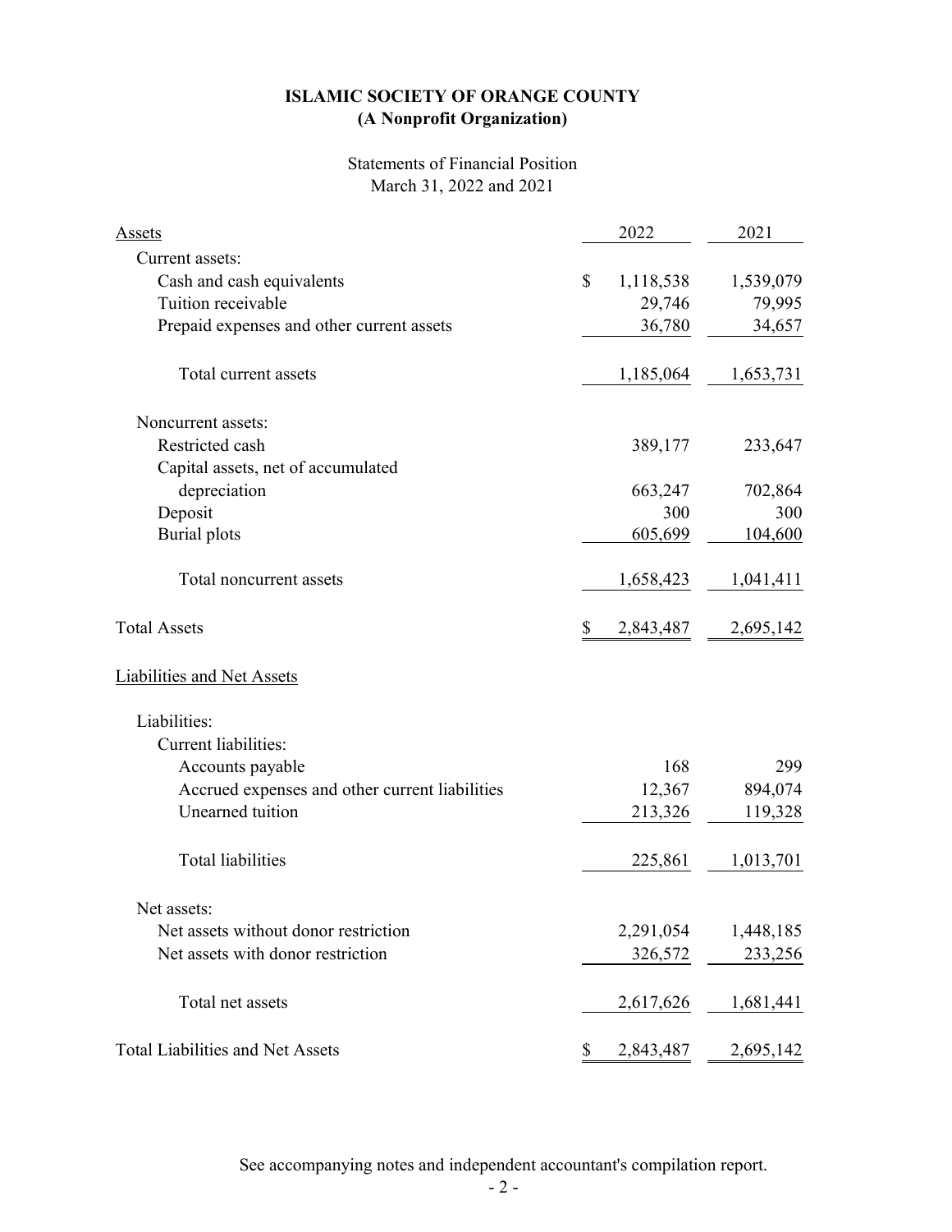**ISLAMIC SOCIETY OF ORANGE COUNTY**
**(A Nonprofit Organization)**

Statements of Financial Position
March 31, 2022 and 2021

| Assets | 2022 | 2021 |
|---|---|---|
| Current assets: | | |
| Cash and cash equivalents | $ 1,118,538 | 1,539,079 |
| Tuition receivable | 29,746 | 79,995 |
| Prepaid expenses and other current assets | 36,780 | 34,657 |
| Total current assets | 1,185,064 | 1,653,731 |
| Noncurrent assets: | | |
| Restricted cash | 389,177 | 233,647 |
| Capital assets, net of accumulated depreciation | 663,247 | 702,864 |
| Deposit | 300 | 300 |
| Burial plots | 605,699 | 104,600 |
| Total noncurrent assets | 1,658,423 | 1,041,411 |
| Total Assets | $ 2,843,487 | 2,695,142 |
| **Liabilities and Net Assets** | | |
| Liabilities: | | |
| Current liabilities: | | |
| Accounts payable | 168 | 299 |
| Accrued expenses and other current liabilities | 12,367 | 894,074 |
| Unearned tuition | 213,326 | 119,328 |
| Total liabilities | 225,861 | 1,013,701 |
| Net assets: | | |
| Net assets without donor restriction | 2,291,054 | 1,448,185 |
| Net assets with donor restriction | 326,572 | 233,256 |
| Total net assets | 2,617,626 | 1,681,441 |
| Total Liabilities and Net Assets | $ 2,843,487 | 2,695,142 |

See accompanying notes and independent accountant's compilation report.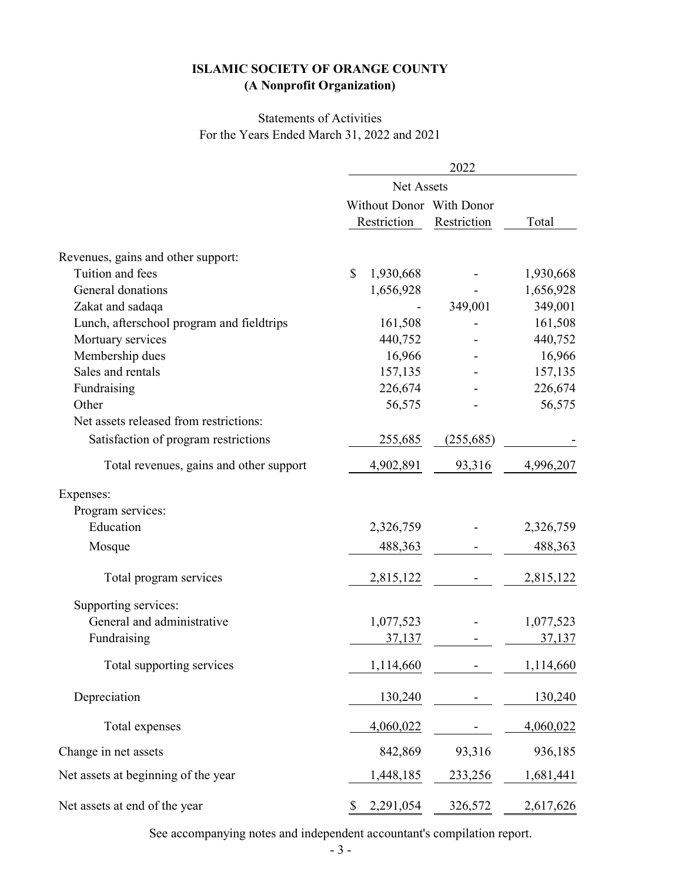**ISLAMIC SOCIETY OF ORANGE COUNTY**
**(A Nonprofit Organization)**

Statements of Activities
For the Years Ended March 31, 2022 and 2021

| | 2022 | | |
|---|---|---|---|
| | Net Assets | | |
| | Without Donor Restriction | With Donor Restriction | Total |
| Revenues, gains and other support: | | | |
| Tuition and fees | $ 1,930,668 | - | 1,930,668 |
| General donations | 1,656,928 | - | 1,656,928 |
| Zakat and sadaqa | - | 349,001 | 349,001 |
| Lunch, afterschool program and fieldtrips | 161,508 | - | 161,508 |
| Mortuary services | 440,752 | - | 440,752 |
| Membership dues | 16,966 | - | 16,966 |
| Sales and rentals | 157,135 | - | 157,135 |
| Fundraising | 226,674 | - | 226,674 |
| Other | 56,575 | - | 56,575 |
| Net assets released from restrictions: | | | |
| Satisfaction of program restrictions | 255,685 | (255,685) | - |
| Total revenues, gains and other support | 4,902,891 | 93,316 | 4,996,207 |
| Expenses: | | | |
| Program services: | | | |
| Education | 2,326,759 | - | 2,326,759 |
| Mosque | 488,363 | - | 488,363 |
| Total program services | 2,815,122 | - | 2,815,122 |
| Supporting services: | | | |
| General and administrative | 1,077,523 | - | 1,077,523 |
| Fundraising | 37,137 | - | 37,137 |
| Total supporting services | 1,114,660 | - | 1,114,660 |
| Depreciation | 130,240 | - | 130,240 |
| Total expenses | 4,060,022 | - | 4,060,022 |
| Change in net assets | 842,869 | 93,316 | 936,185 |
| Net assets at beginning of the year | 1,448,185 | 233,256 | 1,681,441 |
| Net assets at end of the year | $ 2,291,054 | 326,572 | 2,617,626 |

See accompanying notes and independent accountant's compilation report.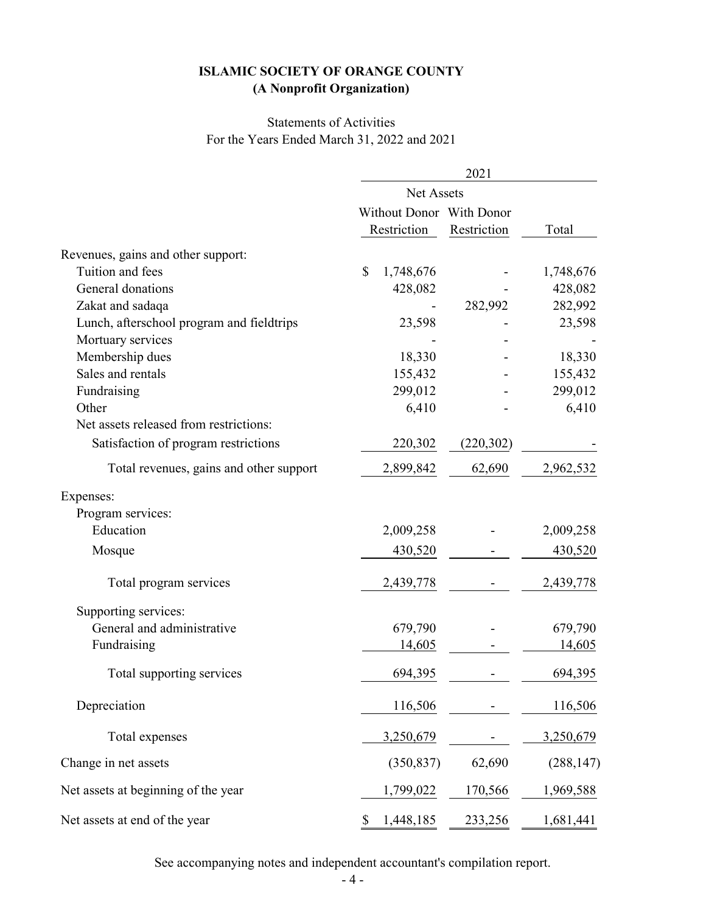**ISLAMIC SOCIETY OF ORANGE COUNTY**
**(A Nonprofit Organization)**

Statements of Activities
For the Years Ended March 31, 2022 and 2021

| | 2021 | | |
|---|---|---|---|
| | Net Assets | | |
| | Without Donor Restriction | With Donor Restriction | Total |
| Revenues, gains and other support: | | | |
| Tuition and fees | $ 1,748,676 | - | 1,748,676 |
| General donations | 428,082 | - | 428,082 |
| Zakat and sadaqa | - | 282,992 | 282,992 |
| Lunch, afterschool program and fieldtrips | 23,598 | - | 23,598 |
| Mortuary services | - | - | - |
| Membership dues | 18,330 | - | 18,330 |
| Sales and rentals | 155,432 | - | 155,432 |
| Fundraising | 299,012 | - | 299,012 |
| Other | 6,410 | - | 6,410 |
| Net assets released from restrictions: | | | |
| Satisfaction of program restrictions | 220,302 | (220,302) | - |
| Total revenues, gains and other support | 2,899,842 | 62,690 | 2,962,532 |
| Expenses: | | | |
| Program services: | | | |
| Education | 2,009,258 | - | 2,009,258 |
| Mosque | 430,520 | - | 430,520 |
| Total program services | 2,439,778 | - | 2,439,778 |
| Supporting services: | | | |
| General and administrative | 679,790 | - | 679,790 |
| Fundraising | 14,605 | - | 14,605 |
| Total supporting services | 694,395 | - | 694,395 |
| Depreciation | 116,506 | - | 116,506 |
| Total expenses | 3,250,679 | - | 3,250,679 |
| Change in net assets | (350,837) | 62,690 | (288,147) |
| Net assets at beginning of the year | 1,799,022 | 170,566 | 1,969,588 |
| Net assets at end of the year | $ 1,448,185 | 233,256 | 1,681,441 |

See accompanying notes and independent accountant's compilation report.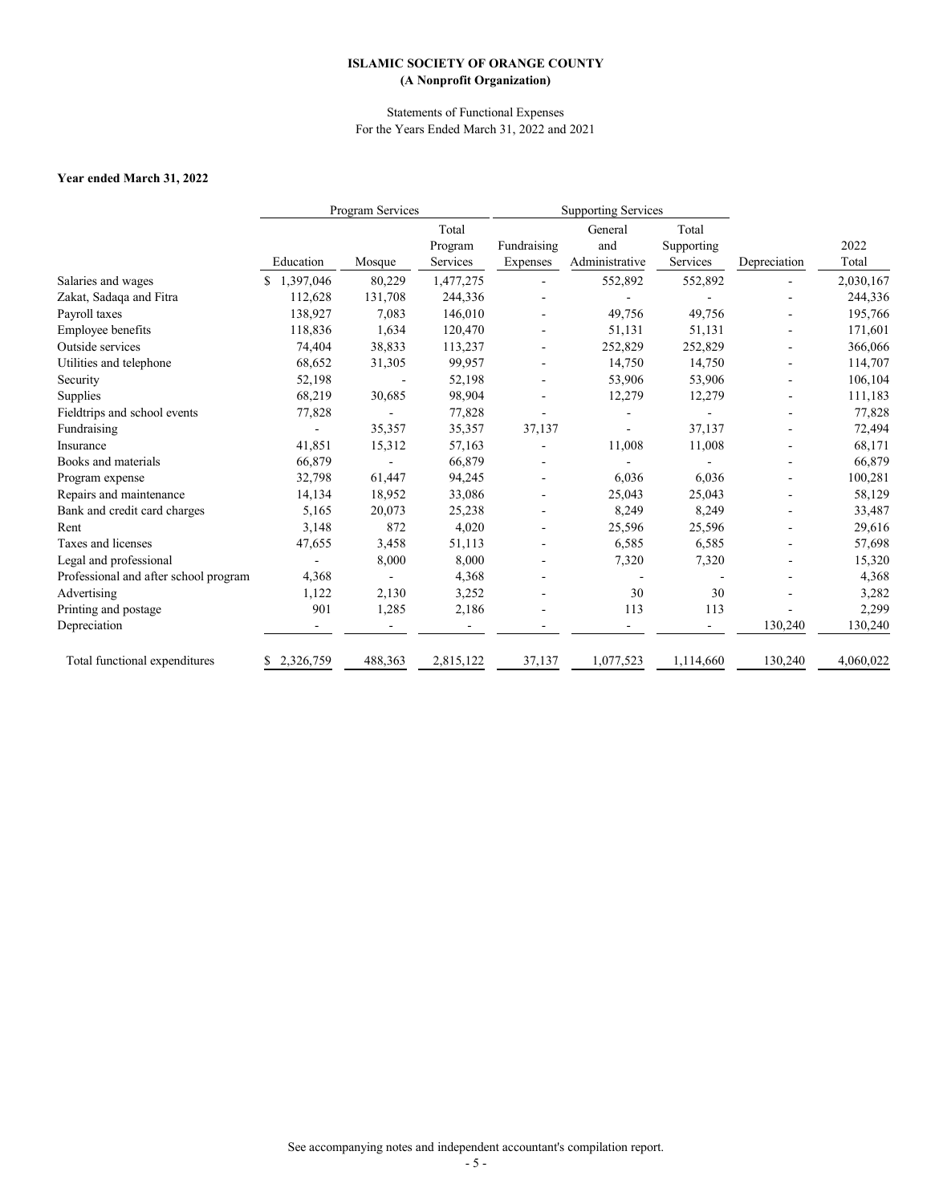**ISLAMIC SOCIETY OF ORANGE COUNTY**
**(A Nonprofit Organization)**

Statements of Functional Expenses
For the Years Ended March 31, 2022 and 2021

**Year ended March 31, 2022**

| | Program Services | | | Supporting Services | | | | |
|---|---|---|---|---|---|---|---|---|
| | Education | Mosque | Total Program Services | Fundraising Expenses | General and Administrative | Total Supporting Services | Depreciation | 2022 Total |
| Salaries and wages | $ 1,397,046 | 80,229 | 1,477,275 | - | 552,892 | 552,892 | - | 2,030,167 |
| Zakat, Sadaqa and Fitra | 112,628 | 131,708 | 244,336 | - | - | - | - | 244,336 |
| Payroll taxes | 138,927 | 7,083 | 146,010 | - | 49,756 | 49,756 | - | 195,766 |
| Employee benefits | 118,836 | 1,634 | 120,470 | - | 51,131 | 51,131 | - | 171,601 |
| Outside services | 74,404 | 38,833 | 113,237 | - | 252,829 | 252,829 | - | 366,066 |
| Utilities and telephone | 68,652 | 31,305 | 99,957 | - | 14,750 | 14,750 | - | 114,707 |
| Security | 52,198 | - | 52,198 | - | 53,906 | 53,906 | - | 106,104 |
| Supplies | 68,219 | 30,685 | 98,904 | - | 12,279 | 12,279 | - | 111,183 |
| Fieldtrips and school events | 77,828 | - | 77,828 | - | - | - | - | 77,828 |
| Fundraising | - | 35,357 | 35,357 | 37,137 | - | 37,137 | - | 72,494 |
| Insurance | 41,851 | 15,312 | 57,163 | - | 11,008 | 11,008 | - | 68,171 |
| Books and materials | 66,879 | - | 66,879 | - | - | - | - | 66,879 |
| Program expense | 32,798 | 61,447 | 94,245 | - | 6,036 | 6,036 | - | 100,281 |
| Repairs and maintenance | 14,134 | 18,952 | 33,086 | - | 25,043 | 25,043 | - | 58,129 |
| Bank and credit card charges | 5,165 | 20,073 | 25,238 | - | 8,249 | 8,249 | - | 33,487 |
| Rent | 3,148 | 872 | 4,020 | - | 25,596 | 25,596 | - | 29,616 |
| Taxes and licenses | 47,655 | 3,458 | 51,113 | - | 6,585 | 6,585 | - | 57,698 |
| Legal and professional | - | 8,000 | 8,000 | - | 7,320 | 7,320 | - | 15,320 |
| Professional and after school program | 4,368 | - | 4,368 | - | - | - | - | 4,368 |
| Advertising | 1,122 | 2,130 | 3,252 | - | 30 | 30 | - | 3,282 |
| Printing and postage | 901 | 1,285 | 2,186 | - | 113 | 113 | - | 2,299 |
| Depreciation | - | - | - | - | - | - | 130,240 | 130,240 |
| Total functional expenditures | $ 2,326,759 | 488,363 | 2,815,122 | 37,137 | 1,077,523 | 1,114,660 | 130,240 | 4,060,022 |

See accompanying notes and independent accountant's compilation report.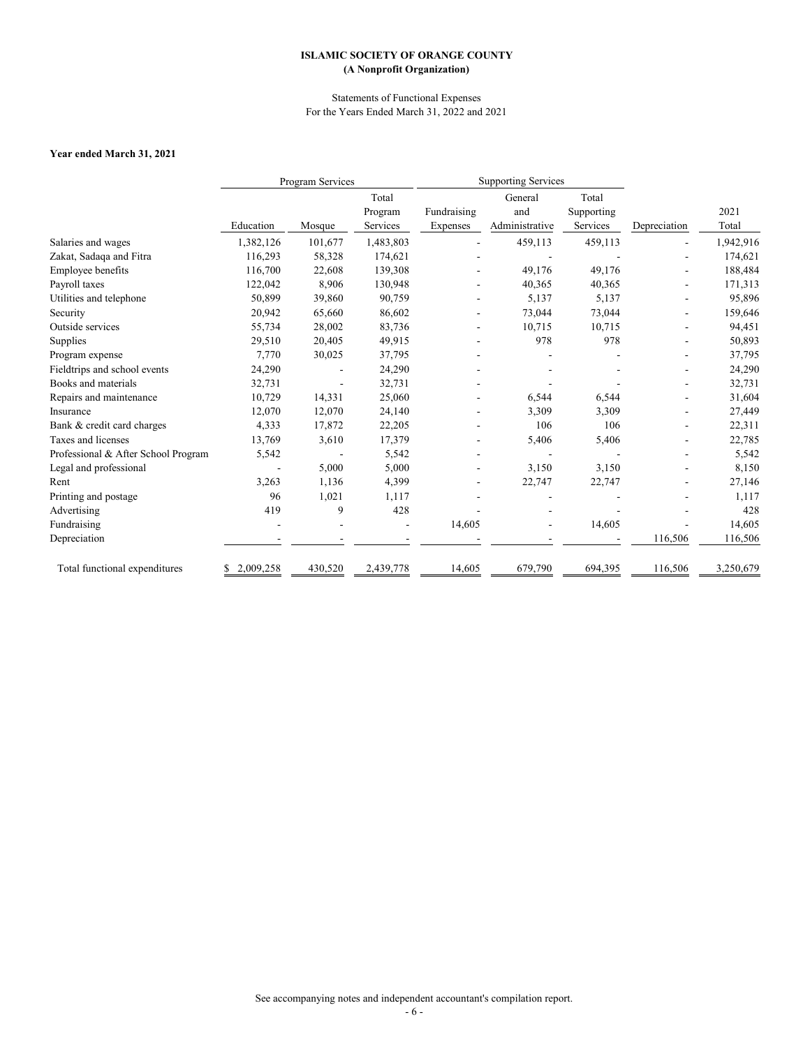**ISLAMIC SOCIETY OF ORANGE COUNTY**
**(A Nonprofit Organization)**

Statements of Functional Expenses
For the Years Ended March 31, 2022 and 2021

**Year ended March 31, 2021**

| | Program Services | | | Supporting Services | | | | |
|---|---|---|---|---|---|---|---|---|
| | Education | Mosque | Total Program Services | Fundraising Expenses | General and Administrative | Total Supporting Services | Depreciation | 2021 Total |
| Salaries and wages | 1,382,126 | 101,677 | 1,483,803 | - | 459,113 | 459,113 | - | 1,942,916 |
| Zakat, Sadaqa and Fitra | 116,293 | 58,328 | 174,621 | - | - | - | - | 174,621 |
| Employee benefits | 116,700 | 22,608 | 139,308 | - | 49,176 | 49,176 | - | 188,484 |
| Payroll taxes | 122,042 | 8,906 | 130,948 | - | 40,365 | 40,365 | - | 171,313 |
| Utilities and telephone | 50,899 | 39,860 | 90,759 | - | 5,137 | 5,137 | - | 95,896 |
| Security | 20,942 | 65,660 | 86,602 | - | 73,044 | 73,044 | - | 159,646 |
| Outside services | 55,734 | 28,002 | 83,736 | - | 10,715 | 10,715 | - | 94,451 |
| Supplies | 29,510 | 20,405 | 49,915 | - | 978 | 978 | - | 50,893 |
| Program expense | 7,770 | 30,025 | 37,795 | - | - | - | - | 37,795 |
| Fieldtrips and school events | 24,290 | - | 24,290 | - | - | - | - | 24,290 |
| Books and materials | 32,731 | - | 32,731 | - | - | - | - | 32,731 |
| Repairs and maintenance | 10,729 | 14,331 | 25,060 | - | 6,544 | 6,544 | - | 31,604 |
| Insurance | 12,070 | 12,070 | 24,140 | - | 3,309 | 3,309 | - | 27,449 |
| Bank & credit card charges | 4,333 | 17,872 | 22,205 | - | 106 | 106 | - | 22,311 |
| Taxes and licenses | 13,769 | 3,610 | 17,379 | - | 5,406 | 5,406 | - | 22,785 |
| Professional & After School Program | 5,542 | - | 5,542 | - | - | - | - | 5,542 |
| Legal and professional | - | 5,000 | 5,000 | - | 3,150 | 3,150 | - | 8,150 |
| Rent | 3,263 | 1,136 | 4,399 | - | 22,747 | 22,747 | - | 27,146 |
| Printing and postage | 96 | 1,021 | 1,117 | - | - | - | - | 1,117 |
| Advertising | 419 | 9 | 428 | - | - | - | - | 428 |
| Fundraising | - | - | - | 14,605 | - | 14,605 | - | 14,605 |
| Depreciation | - | - | - | - | - | - | 116,506 | 116,506 |
| Total functional expenditures | $ 2,009,258 | 430,520 | 2,439,778 | 14,605 | 679,790 | 694,395 | 116,506 | 3,250,679 |

See accompanying notes and independent accountant's compilation report.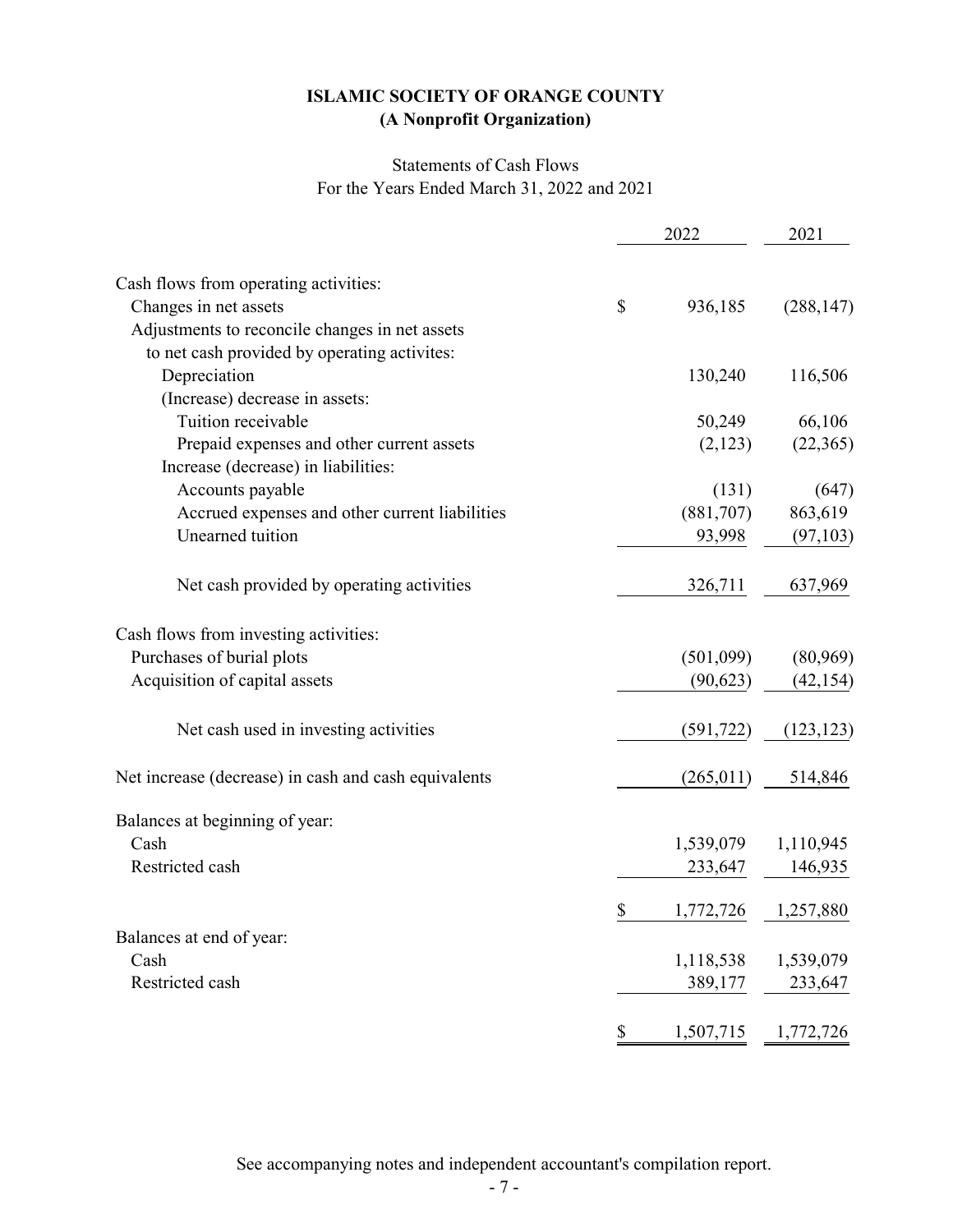# ISLAMIC SOCIETY OF ORANGE COUNTY
## (A Nonprofit Organization)

Statements of Cash Flows
For the Years Ended March 31, 2022 and 2021

| | 2022 | 2021 |
|---|---|---|
| Cash flows from operating activities: | | |
| Changes in net assets | $ 936,185 | (288,147) |
| Adjustments to reconcile changes in net assets to net cash provided by operating activites: | | |
| Depreciation | 130,240 | 116,506 |
| (Increase) decrease in assets: | | |
| Tuition receivable | 50,249 | 66,106 |
| Prepaid expenses and other current assets | (2,123) | (22,365) |
| Increase (decrease) in liabilities: | | |
| Accounts payable | (131) | (647) |
| Accrued expenses and other current liabilities | (881,707) | 863,619 |
| Unearned tuition | 93,998 | (97,103) |
| Net cash provided by operating activities | 326,711 | 637,969 |
| Cash flows from investing activities: | | |
| Purchases of burial plots | (501,099) | (80,969) |
| Acquisition of capital assets | (90,623) | (42,154) |
| Net cash used in investing activities | (591,722) | (123,123) |
| Net increase (decrease) in cash and cash equivalents | (265,011) | 514,846 |
| Balances at beginning of year: | | |
| Cash | 1,539,079 | 1,110,945 |
| Restricted cash | 233,647 | 146,935 |
| | $ 1,772,726 | 1,257,880 |
| Balances at end of year: | | |
| Cash | 1,118,538 | 1,539,079 |
| Restricted cash | 389,177 | 233,647 |
| | $ 1,507,715 | 1,772,726 |

See accompanying notes and independent accountant's compilation report.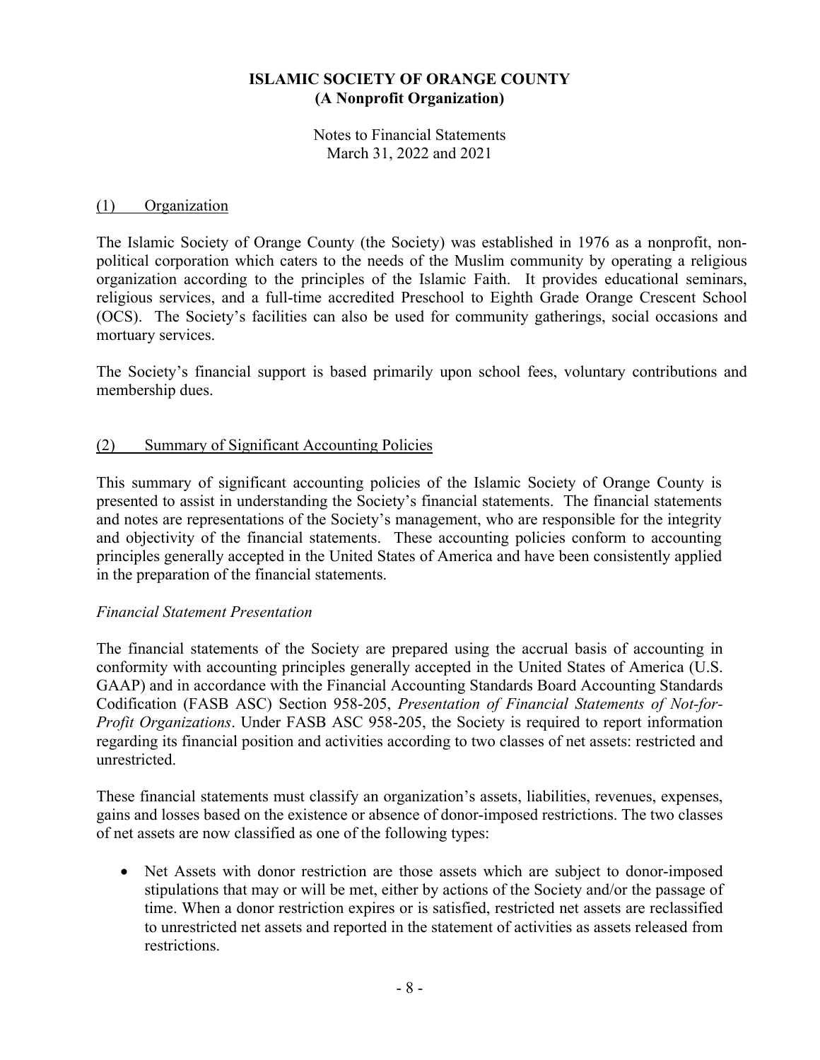**ISLAMIC SOCIETY OF ORANGE COUNTY**
**(A Nonprofit Organization)**

Notes to Financial Statements
March 31, 2022 and 2021

## (1) Organization

The Islamic Society of Orange County (the Society) was established in 1976 as a nonprofit, non-political corporation which caters to the needs of the Muslim community by operating a religious organization according to the principles of the Islamic Faith. It provides educational seminars, religious services, and a full-time accredited Preschool to Eighth Grade Orange Crescent School (OCS). The Society's facilities can also be used for community gatherings, social occasions and mortuary services.

The Society's financial support is based primarily upon school fees, voluntary contributions and membership dues.

## (2) Summary of Significant Accounting Policies

This summary of significant accounting policies of the Islamic Society of Orange County is presented to assist in understanding the Society's financial statements. The financial statements and notes are representations of the Society's management, who are responsible for the integrity and objectivity of the financial statements. These accounting policies conform to accounting principles generally accepted in the United States of America and have been consistently applied in the preparation of the financial statements.

*Financial Statement Presentation*

The financial statements of the Society are prepared using the accrual basis of accounting in conformity with accounting principles generally accepted in the United States of America (U.S. GAAP) and in accordance with the Financial Accounting Standards Board Accounting Standards Codification (FASB ASC) Section 958-205, *Presentation of Financial Statements of Not-for-Profit Organizations*. Under FASB ASC 958-205, the Society is required to report information regarding its financial position and activities according to two classes of net assets: restricted and unrestricted.

These financial statements must classify an organization's assets, liabilities, revenues, expenses, gains and losses based on the existence or absence of donor-imposed restrictions. The two classes of net assets are now classified as one of the following types:

- Net Assets with donor restriction are those assets which are subject to donor-imposed stipulations that may or will be met, either by actions of the Society and/or the passage of time. When a donor restriction expires or is satisfied, restricted net assets are reclassified to unrestricted net assets and reported in the statement of activities as assets released from restrictions.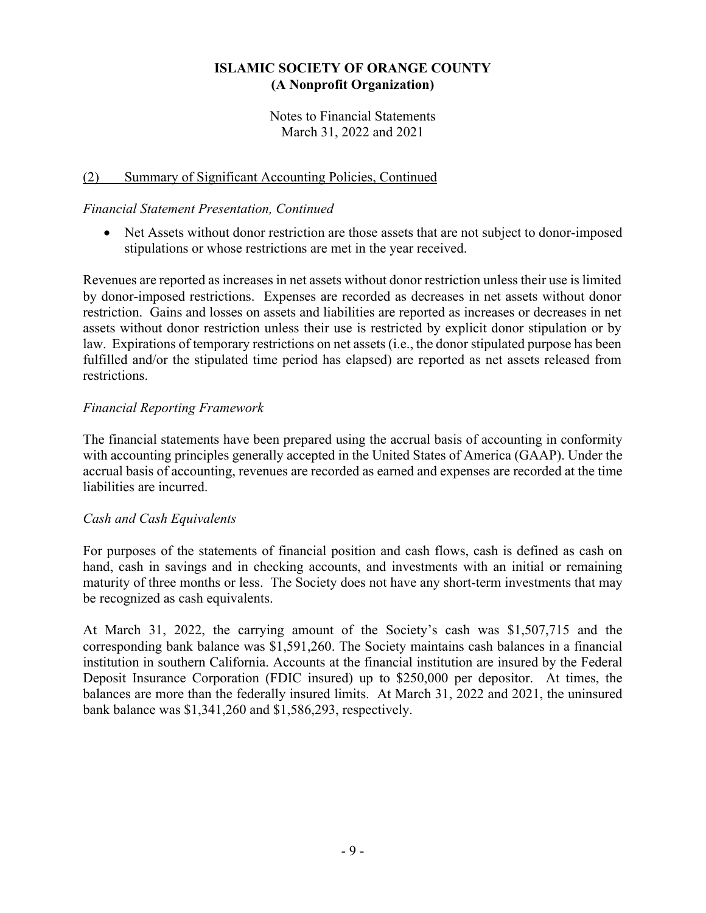**ISLAMIC SOCIETY OF ORANGE COUNTY**
**(A Nonprofit Organization)**

Notes to Financial Statements
March 31, 2022 and 2021

## (2) Summary of Significant Accounting Policies, Continued

*Financial Statement Presentation, Continued*

- Net Assets without donor restriction are those assets that are not subject to donor-imposed stipulations or whose restrictions are met in the year received.

Revenues are reported as increases in net assets without donor restriction unless their use is limited by donor-imposed restrictions. Expenses are recorded as decreases in net assets without donor restriction. Gains and losses on assets and liabilities are reported as increases or decreases in net assets without donor restriction unless their use is restricted by explicit donor stipulation or by law. Expirations of temporary restrictions on net assets (i.e., the donor stipulated purpose has been fulfilled and/or the stipulated time period has elapsed) are reported as net assets released from restrictions.

*Financial Reporting Framework*

The financial statements have been prepared using the accrual basis of accounting in conformity with accounting principles generally accepted in the United States of America (GAAP). Under the accrual basis of accounting, revenues are recorded as earned and expenses are recorded at the time liabilities are incurred.

*Cash and Cash Equivalents*

For purposes of the statements of financial position and cash flows, cash is defined as cash on hand, cash in savings and in checking accounts, and investments with an initial or remaining maturity of three months or less. The Society does not have any short-term investments that may be recognized as cash equivalents.

At March 31, 2022, the carrying amount of the Society's cash was $1,507,715 and the corresponding bank balance was $1,591,260. The Society maintains cash balances in a financial institution in southern California. Accounts at the financial institution are insured by the Federal Deposit Insurance Corporation (FDIC insured) up to $250,000 per depositor. At times, the balances are more than the federally insured limits. At March 31, 2022 and 2021, the uninsured bank balance was $1,341,260 and $1,586,293, respectively.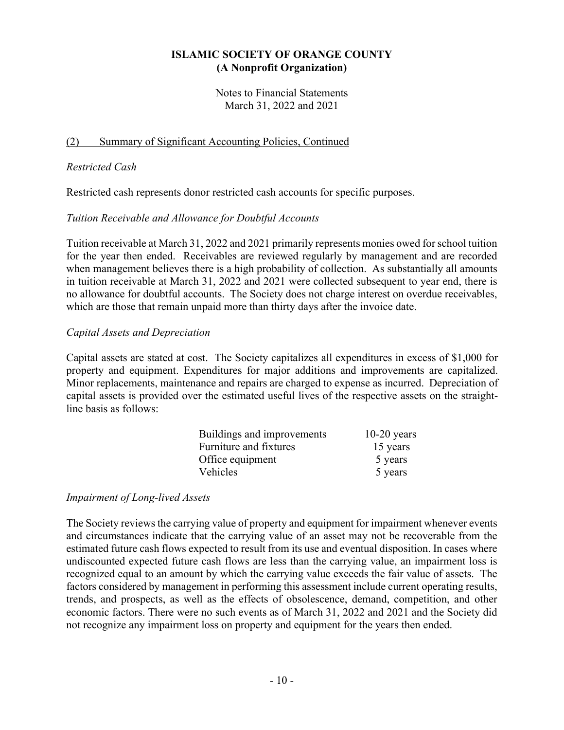# ISLAMIC SOCIETY OF ORANGE COUNTY
## (A Nonprofit Organization)

Notes to Financial Statements
March 31, 2022 and 2021

(2) Summary of Significant Accounting Policies, Continued

*Restricted Cash*

Restricted cash represents donor restricted cash accounts for specific purposes.

*Tuition Receivable and Allowance for Doubtful Accounts*

Tuition receivable at March 31, 2022 and 2021 primarily represents monies owed for school tuition for the year then ended. Receivables are reviewed regularly by management and are recorded when management believes there is a high probability of collection. As substantially all amounts in tuition receivable at March 31, 2022 and 2021 were collected subsequent to year end, there is no allowance for doubtful accounts. The Society does not charge interest on overdue receivables, which are those that remain unpaid more than thirty days after the invoice date.

*Capital Assets and Depreciation*

Capital assets are stated at cost. The Society capitalizes all expenditures in excess of $1,000 for property and equipment. Expenditures for major additions and improvements are capitalized. Minor replacements, maintenance and repairs are charged to expense as incurred. Depreciation of capital assets is provided over the estimated useful lives of the respective assets on the straight-line basis as follows:

| | |
|---|---|
| Buildings and improvements | 10-20 years |
| Furniture and fixtures | 15 years |
| Office equipment | 5 years |
| Vehicles | 5 years |

*Impairment of Long-lived Assets*

The Society reviews the carrying value of property and equipment for impairment whenever events and circumstances indicate that the carrying value of an asset may not be recoverable from the estimated future cash flows expected to result from its use and eventual disposition. In cases where undiscounted expected future cash flows are less than the carrying value, an impairment loss is recognized equal to an amount by which the carrying value exceeds the fair value of assets. The factors considered by management in performing this assessment include current operating results, trends, and prospects, as well as the effects of obsolescence, demand, competition, and other economic factors. There were no such events as of March 31, 2022 and 2021 and the Society did not recognize any impairment loss on property and equipment for the years then ended.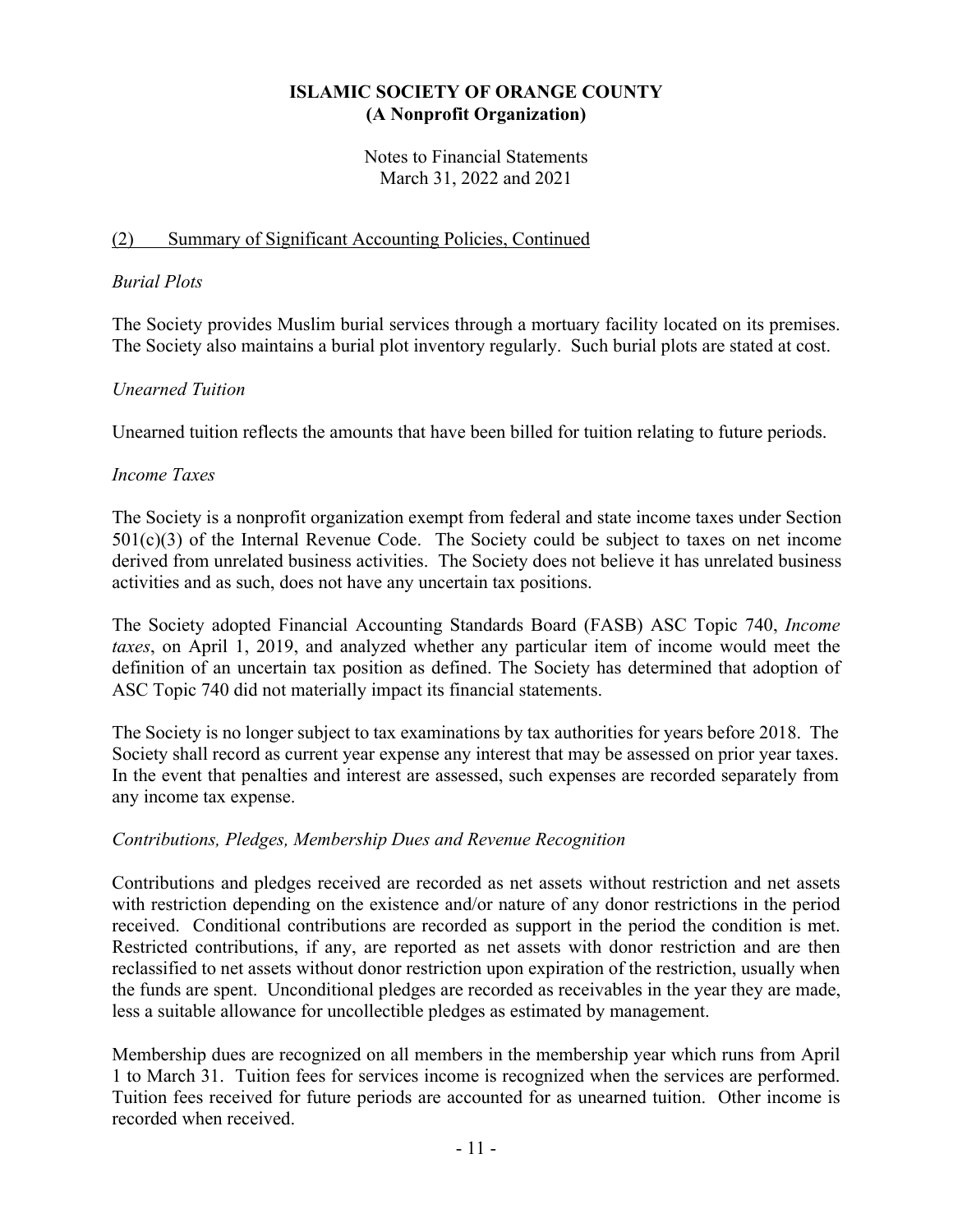# ISLAMIC SOCIETY OF ORANGE COUNTY
## (A Nonprofit Organization)

Notes to Financial Statements
March 31, 2022 and 2021

(2) Summary of Significant Accounting Policies, Continued

*Burial Plots*

The Society provides Muslim burial services through a mortuary facility located on its premises. The Society also maintains a burial plot inventory regularly. Such burial plots are stated at cost.

*Unearned Tuition*

Unearned tuition reflects the amounts that have been billed for tuition relating to future periods.

*Income Taxes*

The Society is a nonprofit organization exempt from federal and state income taxes under Section 501(c)(3) of the Internal Revenue Code. The Society could be subject to taxes on net income derived from unrelated business activities. The Society does not believe it has unrelated business activities and as such, does not have any uncertain tax positions.

The Society adopted Financial Accounting Standards Board (FASB) ASC Topic 740, *Income taxes*, on April 1, 2019, and analyzed whether any particular item of income would meet the definition of an uncertain tax position as defined. The Society has determined that adoption of ASC Topic 740 did not materially impact its financial statements.

The Society is no longer subject to tax examinations by tax authorities for years before 2018. The Society shall record as current year expense any interest that may be assessed on prior year taxes. In the event that penalties and interest are assessed, such expenses are recorded separately from any income tax expense.

*Contributions, Pledges, Membership Dues and Revenue Recognition*

Contributions and pledges received are recorded as net assets without restriction and net assets with restriction depending on the existence and/or nature of any donor restrictions in the period received. Conditional contributions are recorded as support in the period the condition is met. Restricted contributions, if any, are reported as net assets with donor restriction and are then reclassified to net assets without donor restriction upon expiration of the restriction, usually when the funds are spent. Unconditional pledges are recorded as receivables in the year they are made, less a suitable allowance for uncollectible pledges as estimated by management.

Membership dues are recognized on all members in the membership year which runs from April 1 to March 31. Tuition fees for services income is recognized when the services are performed. Tuition fees received for future periods are accounted for as unearned tuition. Other income is recorded when received.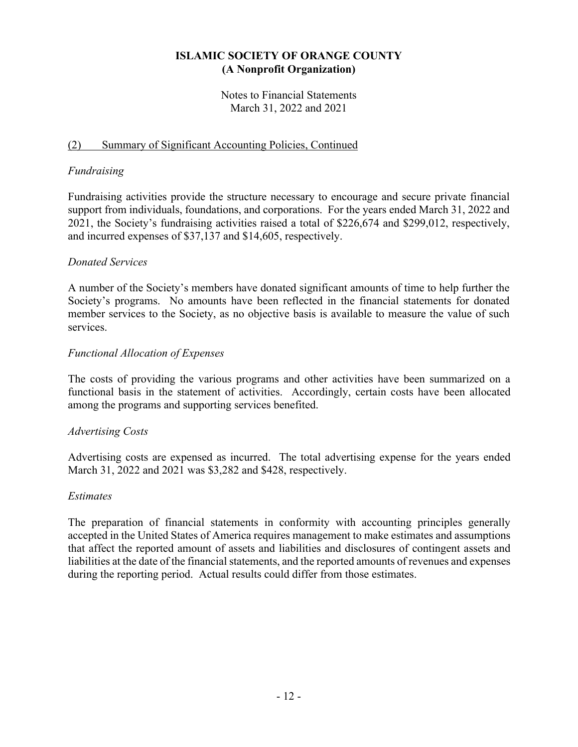# ISLAMIC SOCIETY OF ORANGE COUNTY
## (A Nonprofit Organization)

Notes to Financial Statements
March 31, 2022 and 2021

(2) Summary of Significant Accounting Policies, Continued

*Fundraising*

Fundraising activities provide the structure necessary to encourage and secure private financial support from individuals, foundations, and corporations. For the years ended March 31, 2022 and 2021, the Society's fundraising activities raised a total of $226,674 and $299,012, respectively, and incurred expenses of $37,137 and $14,605, respectively.

*Donated Services*

A number of the Society's members have donated significant amounts of time to help further the Society's programs. No amounts have been reflected in the financial statements for donated member services to the Society, as no objective basis is available to measure the value of such services.

*Functional Allocation of Expenses*

The costs of providing the various programs and other activities have been summarized on a functional basis in the statement of activities. Accordingly, certain costs have been allocated among the programs and supporting services benefited.

*Advertising Costs*

Advertising costs are expensed as incurred. The total advertising expense for the years ended March 31, 2022 and 2021 was $3,282 and $428, respectively.

*Estimates*

The preparation of financial statements in conformity with accounting principles generally accepted in the United States of America requires management to make estimates and assumptions that affect the reported amount of assets and liabilities and disclosures of contingent assets and liabilities at the date of the financial statements, and the reported amounts of revenues and expenses during the reporting period. Actual results could differ from those estimates.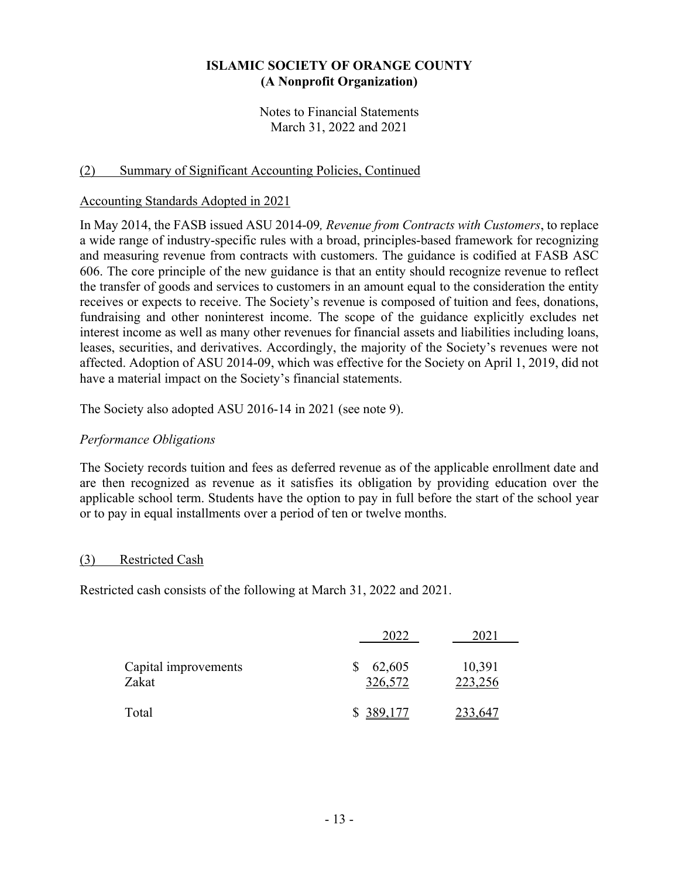# ISLAMIC SOCIETY OF ORANGE COUNTY
## (A Nonprofit Organization)

Notes to Financial Statements
March 31, 2022 and 2021

## (2) Summary of Significant Accounting Policies, Continued

### Accounting Standards Adopted in 2021

In May 2014, the FASB issued ASU 2014-09*, Revenue from Contracts with Customers*, to replace a wide range of industry-specific rules with a broad, principles-based framework for recognizing and measuring revenue from contracts with customers. The guidance is codified at FASB ASC 606. The core principle of the new guidance is that an entity should recognize revenue to reflect the transfer of goods and services to customers in an amount equal to the consideration the entity receives or expects to receive. The Society's revenue is composed of tuition and fees, donations, fundraising and other noninterest income. The scope of the guidance explicitly excludes net interest income as well as many other revenues for financial assets and liabilities including loans, leases, securities, and derivatives. Accordingly, the majority of the Society's revenues were not affected. Adoption of ASU 2014-09, which was effective for the Society on April 1, 2019, did not have a material impact on the Society's financial statements.

The Society also adopted ASU 2016-14 in 2021 (see note 9).

*Performance Obligations*

The Society records tuition and fees as deferred revenue as of the applicable enrollment date and are then recognized as revenue as it satisfies its obligation by providing education over the applicable school term. Students have the option to pay in full before the start of the school year or to pay in equal installments over a period of ten or twelve months.

## (3) Restricted Cash

Restricted cash consists of the following at March 31, 2022 and 2021.

| | 2022 | 2021 |
|---|---|---|
| Capital improvements | $ 62,605 | 10,391 |
| Zakat | 326,572 | 223,256 |
| Total | $ 389,177 | 233,647 |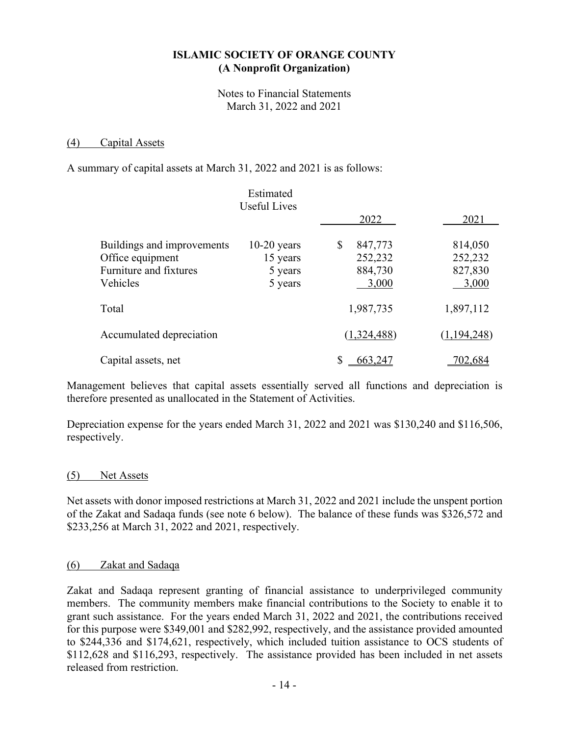**ISLAMIC SOCIETY OF ORANGE COUNTY**
**(A Nonprofit Organization)**

Notes to Financial Statements
March 31, 2022 and 2021

## (4) Capital Assets

A summary of capital assets at March 31, 2022 and 2021 is as follows:

| | Estimated Useful Lives | 2022 | 2021 |
|---|---|---|---|
| Buildings and improvements | 10-20 years | $ 847,773 | 814,050 |
| Office equipment | 15 years | 252,232 | 252,232 |
| Furniture and fixtures | 5 years | 884,730 | 827,830 |
| Vehicles | 5 years | 3,000 | 3,000 |
| Total | | 1,987,735 | 1,897,112 |
| Accumulated depreciation | | (1,324,488) | (1,194,248) |
| Capital assets, net | | $ 663,247 | 702,684 |

Management believes that capital assets essentially served all functions and depreciation is therefore presented as unallocated in the Statement of Activities.

Depreciation expense for the years ended March 31, 2022 and 2021 was $130,240 and $116,506, respectively.

## (5) Net Assets

Net assets with donor imposed restrictions at March 31, 2022 and 2021 include the unspent portion of the Zakat and Sadaqa funds (see note 6 below). The balance of these funds was $326,572 and $233,256 at March 31, 2022 and 2021, respectively.

## (6) Zakat and Sadaqa

Zakat and Sadaqa represent granting of financial assistance to underprivileged community members. The community members make financial contributions to the Society to enable it to grant such assistance. For the years ended March 31, 2022 and 2021, the contributions received for this purpose were $349,001 and $282,992, respectively, and the assistance provided amounted to $244,336 and $174,621, respectively, which included tuition assistance to OCS students of $112,628 and $116,293, respectively. The assistance provided has been included in net assets released from restriction.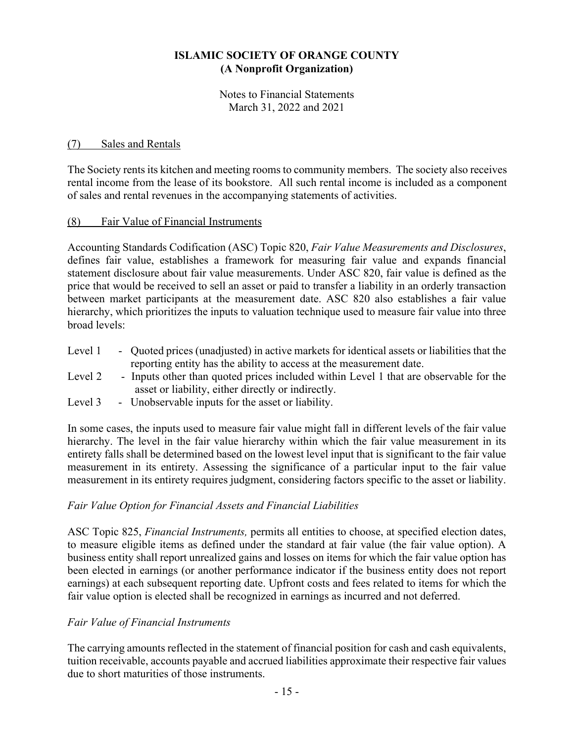(7) Sales and Rentals

The Society rents its kitchen and meeting rooms to community members. The society also receives rental income from the lease of its bookstore. All such rental income is included as a component of sales and rental revenues in the accompanying statements of activities.

(8) Fair Value of Financial Instruments

Accounting Standards Codification (ASC) Topic 820, *Fair Value Measurements and Disclosures*, defines fair value, establishes a framework for measuring fair value and expands financial statement disclosure about fair value measurements. Under ASC 820, fair value is defined as the price that would be received to sell an asset or paid to transfer a liability in an orderly transaction between market participants at the measurement date. ASC 820 also establishes a fair value hierarchy, which prioritizes the inputs to valuation technique used to measure fair value into three broad levels:

- Level 1 - Quoted prices (unadjusted) in active markets for identical assets or liabilities that the reporting entity has the ability to access at the measurement date.
- Level 2 - Inputs other than quoted prices included within Level 1 that are observable for the asset or liability, either directly or indirectly.
- Level 3 - Unobservable inputs for the asset or liability.

In some cases, the inputs used to measure fair value might fall in different levels of the fair value hierarchy. The level in the fair value hierarchy within which the fair value measurement in its entirety falls shall be determined based on the lowest level input that is significant to the fair value measurement in its entirety. Assessing the significance of a particular input to the fair value measurement in its entirety requires judgment, considering factors specific to the asset or liability.

*Fair Value Option for Financial Assets and Financial Liabilities*

ASC Topic 825, *Financial Instruments,* permits all entities to choose, at specified election dates, to measure eligible items as defined under the standard at fair value (the fair value option). A business entity shall report unrealized gains and losses on items for which the fair value option has been elected in earnings (or another performance indicator if the business entity does not report earnings) at each subsequent reporting date. Upfront costs and fees related to items for which the fair value option is elected shall be recognized in earnings as incurred and not deferred.

*Fair Value of Financial Instruments*

The carrying amounts reflected in the statement of financial position for cash and cash equivalents, tuition receivable, accounts payable and accrued liabilities approximate their respective fair values due to short maturities of those instruments.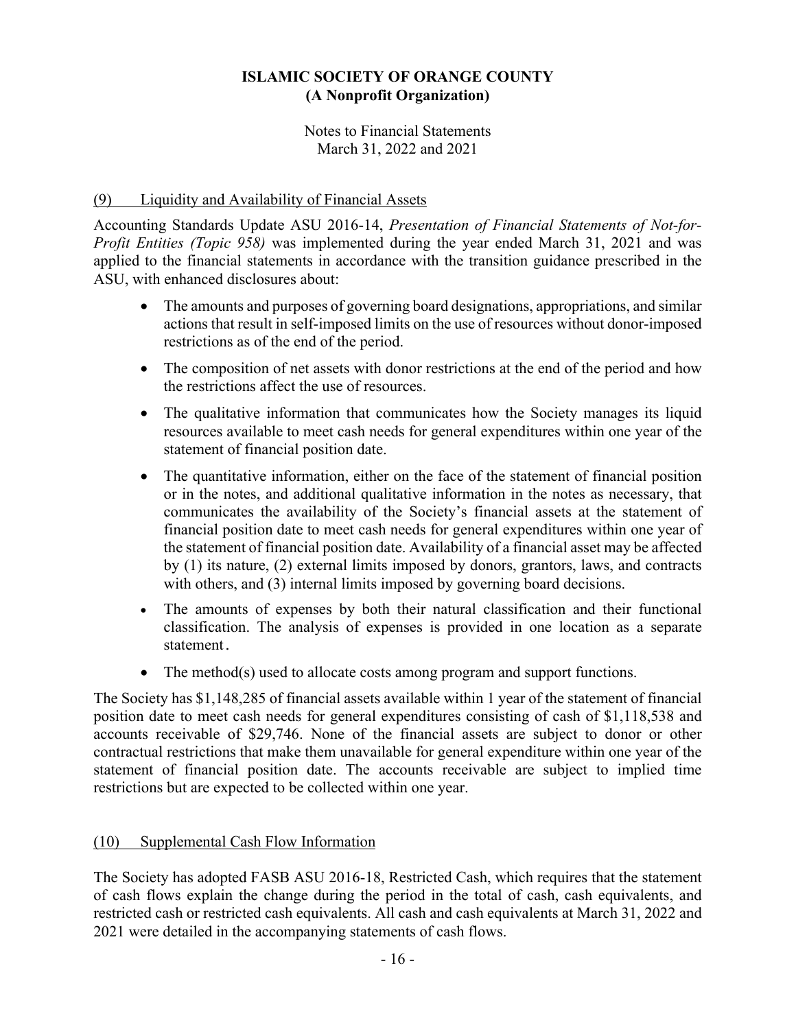**ISLAMIC SOCIETY OF ORANGE COUNTY**
**(A Nonprofit Organization)**

Notes to Financial Statements
March 31, 2022 and 2021

## (9) Liquidity and Availability of Financial Assets

Accounting Standards Update ASU 2016-14, *Presentation of Financial Statements of Not-for-Profit Entities (Topic 958)* was implemented during the year ended March 31, 2021 and was applied to the financial statements in accordance with the transition guidance prescribed in the ASU, with enhanced disclosures about:

- The amounts and purposes of governing board designations, appropriations, and similar actions that result in self-imposed limits on the use of resources without donor-imposed restrictions as of the end of the period.
- The composition of net assets with donor restrictions at the end of the period and how the restrictions affect the use of resources.
- The qualitative information that communicates how the Society manages its liquid resources available to meet cash needs for general expenditures within one year of the statement of financial position date.
- The quantitative information, either on the face of the statement of financial position or in the notes, and additional qualitative information in the notes as necessary, that communicates the availability of the Society's financial assets at the statement of financial position date to meet cash needs for general expenditures within one year of the statement of financial position date. Availability of a financial asset may be affected by (1) its nature, (2) external limits imposed by donors, grantors, laws, and contracts with others, and (3) internal limits imposed by governing board decisions.
- The amounts of expenses by both their natural classification and their functional classification. The analysis of expenses is provided in one location as a separate statement.
- The method(s) used to allocate costs among program and support functions.

The Society has $1,148,285 of financial assets available within 1 year of the statement of financial position date to meet cash needs for general expenditures consisting of cash of $1,118,538 and accounts receivable of $29,746. None of the financial assets are subject to donor or other contractual restrictions that make them unavailable for general expenditure within one year of the statement of financial position date. The accounts receivable are subject to implied time restrictions but are expected to be collected within one year.

## (10) Supplemental Cash Flow Information

The Society has adopted FASB ASU 2016-18, Restricted Cash, which requires that the statement of cash flows explain the change during the period in the total of cash, cash equivalents, and restricted cash or restricted cash equivalents. All cash and cash equivalents at March 31, 2022 and 2021 were detailed in the accompanying statements of cash flows.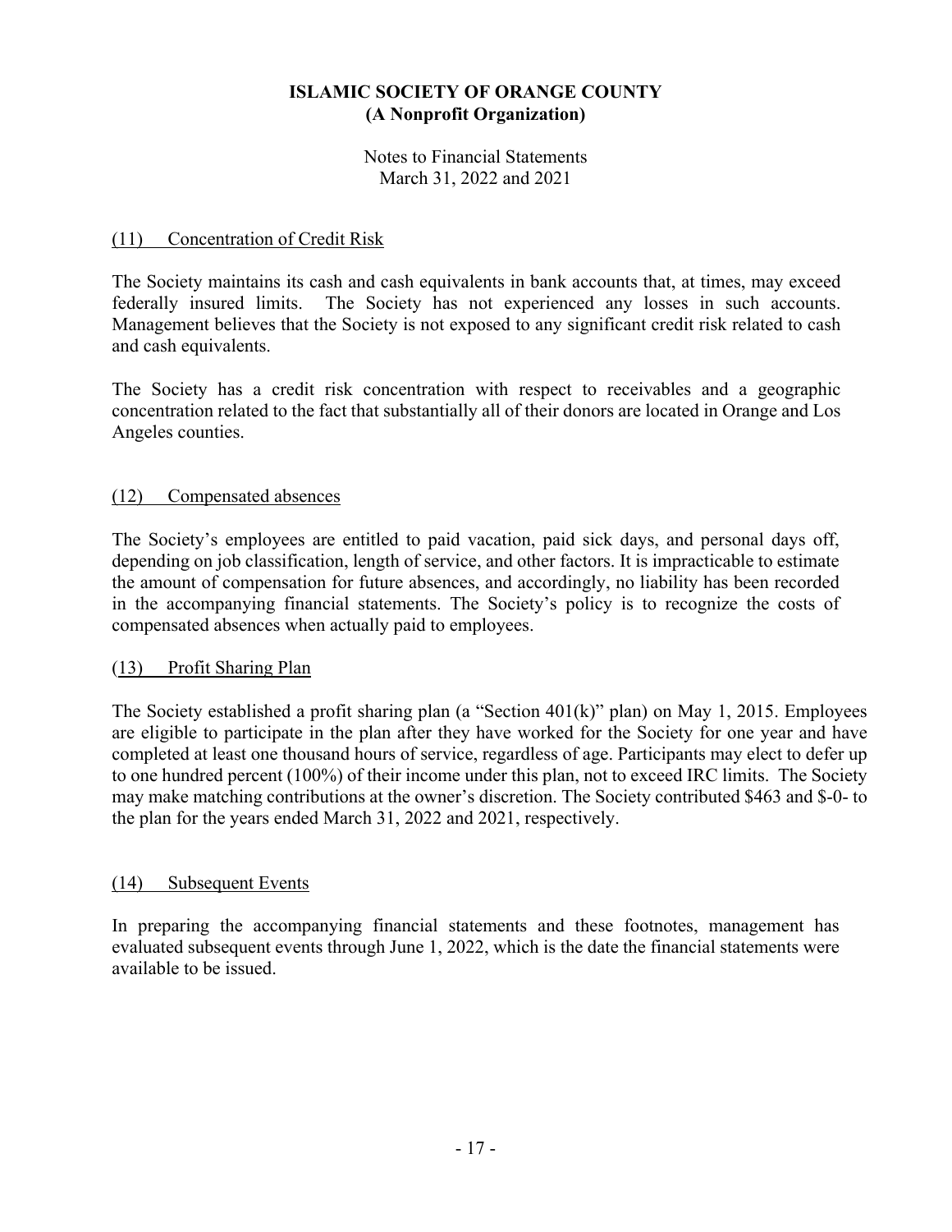# ISLAMIC SOCIETY OF ORANGE COUNTY
## (A Nonprofit Organization)

Notes to Financial Statements
March 31, 2022 and 2021

### (11) Concentration of Credit Risk

The Society maintains its cash and cash equivalents in bank accounts that, at times, may exceed federally insured limits. The Society has not experienced any losses in such accounts. Management believes that the Society is not exposed to any significant credit risk related to cash and cash equivalents.

The Society has a credit risk concentration with respect to receivables and a geographic concentration related to the fact that substantially all of their donors are located in Orange and Los Angeles counties.

### (12) Compensated absences

The Society's employees are entitled to paid vacation, paid sick days, and personal days off, depending on job classification, length of service, and other factors. It is impracticable to estimate the amount of compensation for future absences, and accordingly, no liability has been recorded in the accompanying financial statements. The Society's policy is to recognize the costs of compensated absences when actually paid to employees.

### (13) Profit Sharing Plan

The Society established a profit sharing plan (a "Section 401(k)" plan) on May 1, 2015. Employees are eligible to participate in the plan after they have worked for the Society for one year and have completed at least one thousand hours of service, regardless of age. Participants may elect to defer up to one hundred percent (100%) of their income under this plan, not to exceed IRC limits. The Society may make matching contributions at the owner's discretion. The Society contributed $463 and $-0- to the plan for the years ended March 31, 2022 and 2021, respectively.

### (14) Subsequent Events

In preparing the accompanying financial statements and these footnotes, management has evaluated subsequent events through June 1, 2022, which is the date the financial statements were available to be issued.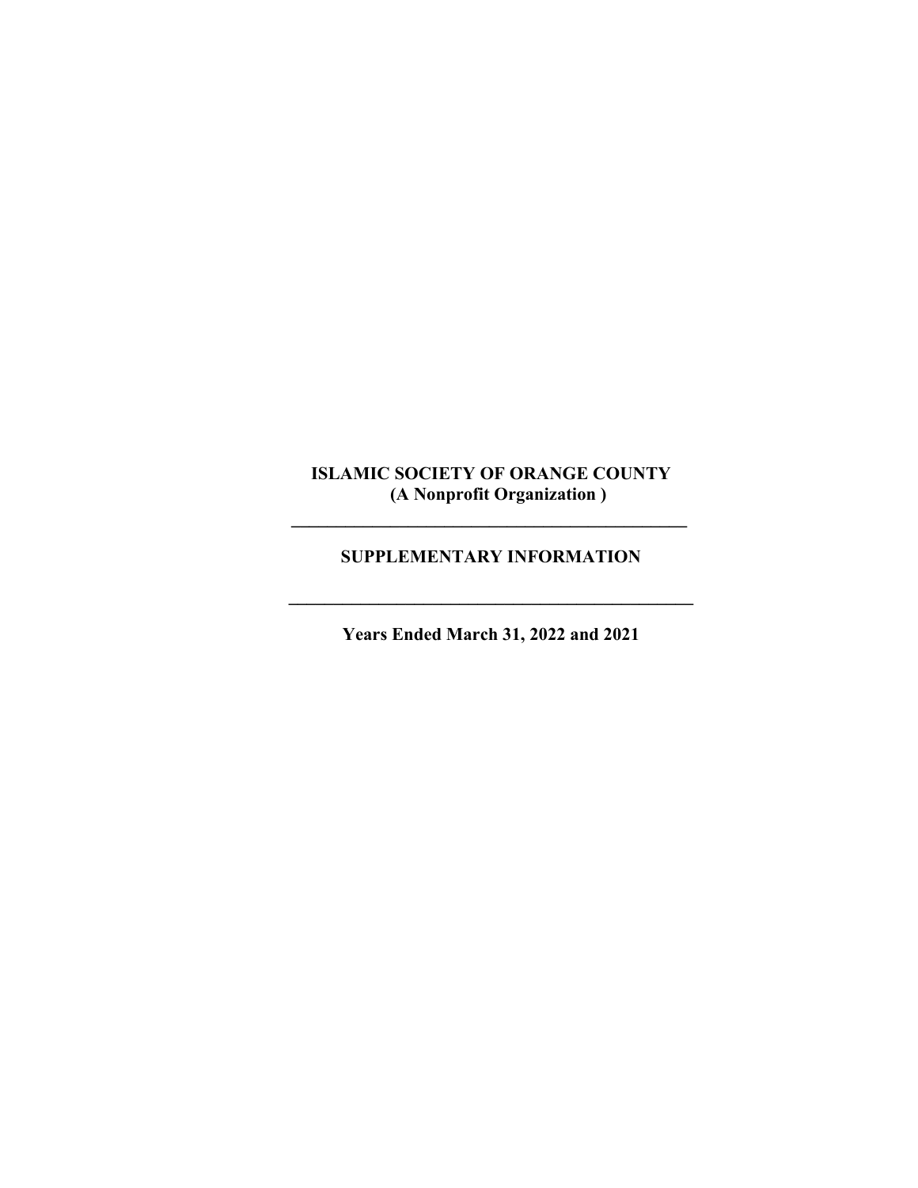**ISLAMIC SOCIETY OF ORANGE COUNTY**
**(A Nonprofit Organization )**

---

**SUPPLEMENTARY INFORMATION**

---

**Years Ended March 31, 2022 and 2021**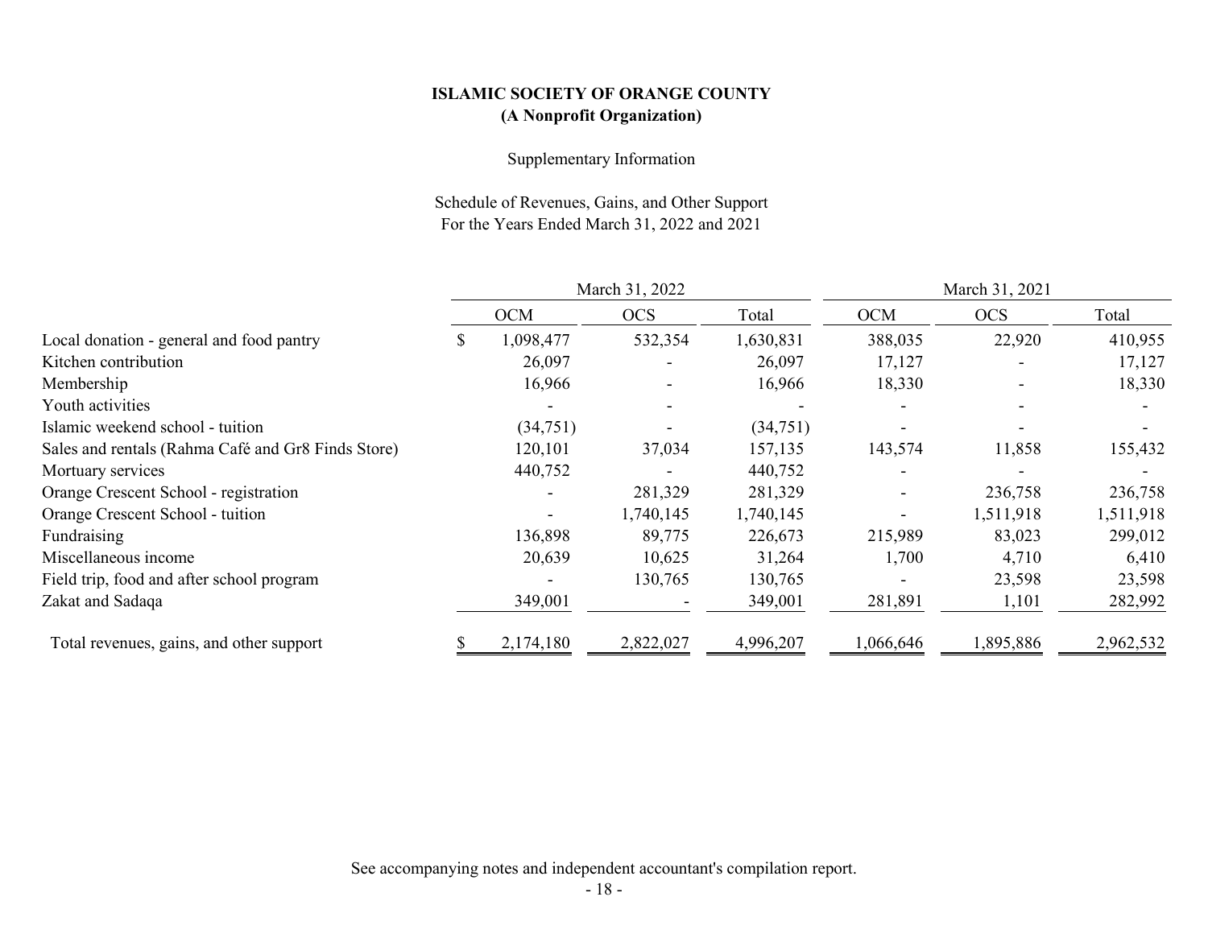**ISLAMIC SOCIETY OF ORANGE COUNTY**
**(A Nonprofit Organization)**

Supplementary Information

Schedule of Revenues, Gains, and Other Support
For the Years Ended March 31, 2022 and 2021

| | March 31, 2022 | | | March 31, 2021 | | |
|---|---|---|---|---|---|---|
| | OCM | OCS | Total | OCM | OCS | Total |
| Local donation - general and food pantry | $ 1,098,477 | 532,354 | 1,630,831 | 388,035 | 22,920 | 410,955 |
| Kitchen contribution | 26,097 | - | 26,097 | 17,127 | - | 17,127 |
| Membership | 16,966 | - | 16,966 | 18,330 | - | 18,330 |
| Youth activities | - | - | - | - | - | - |
| Islamic weekend school - tuition | (34,751) | - | (34,751) | - | - | - |
| Sales and rentals (Rahma Café and Gr8 Finds Store) | 120,101 | 37,034 | 157,135 | 143,574 | 11,858 | 155,432 |
| Mortuary services | 440,752 | - | 440,752 | - | - | - |
| Orange Crescent School - registration | - | 281,329 | 281,329 | - | 236,758 | 236,758 |
| Orange Crescent School - tuition | - | 1,740,145 | 1,740,145 | - | 1,511,918 | 1,511,918 |
| Fundraising | 136,898 | 89,775 | 226,673 | 215,989 | 83,023 | 299,012 |
| Miscellaneous income | 20,639 | 10,625 | 31,264 | 1,700 | 4,710 | 6,410 |
| Field trip, food and after school program | - | 130,765 | 130,765 | - | 23,598 | 23,598 |
| Zakat and Sadaqa | 349,001 | - | 349,001 | 281,891 | 1,101 | 282,992 |
| Total revenues, gains, and other support | $ 2,174,180 | 2,822,027 | 4,996,207 | 1,066,646 | 1,895,886 | 2,962,532 |

See accompanying notes and independent accountant's compilation report.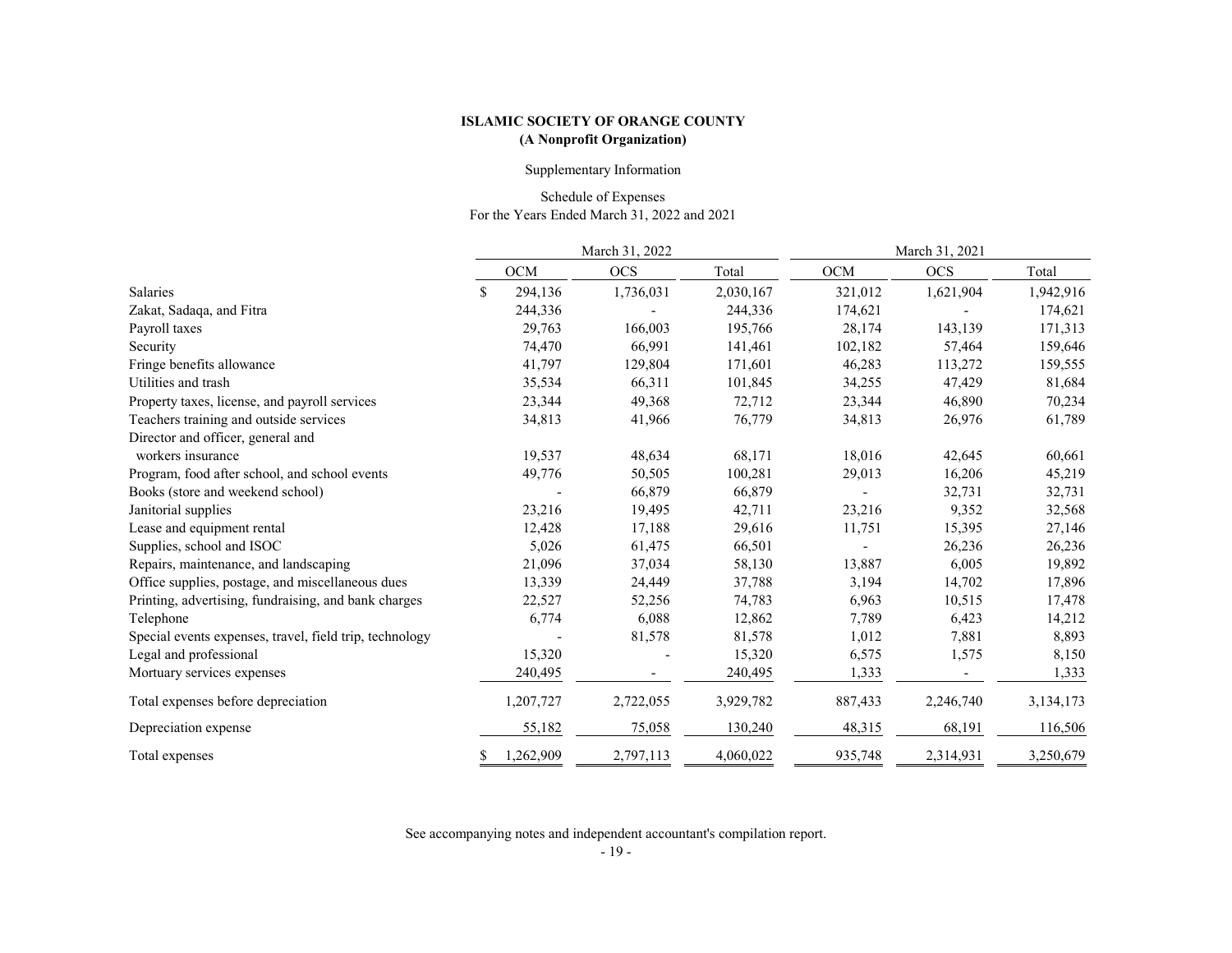**ISLAMIC SOCIETY OF ORANGE COUNTY**
**(A Nonprofit Organization)**

Supplementary Information

Schedule of Expenses
For the Years Ended March 31, 2022 and 2021

| | March 31, 2022 | | | March 31, 2021 | | |
|---|---|---|---|---|---|---|
| | OCM | OCS | Total | OCM | OCS | Total |
| Salaries | $ 294,136 | 1,736,031 | 2,030,167 | 321,012 | 1,621,904 | 1,942,916 |
| Zakat, Sadaqa, and Fitra | 244,336 | - | 244,336 | 174,621 | - | 174,621 |
| Payroll taxes | 29,763 | 166,003 | 195,766 | 28,174 | 143,139 | 171,313 |
| Security | 74,470 | 66,991 | 141,461 | 102,182 | 57,464 | 159,646 |
| Fringe benefits allowance | 41,797 | 129,804 | 171,601 | 46,283 | 113,272 | 159,555 |
| Utilities and trash | 35,534 | 66,311 | 101,845 | 34,255 | 47,429 | 81,684 |
| Property taxes, license, and payroll services | 23,344 | 49,368 | 72,712 | 23,344 | 46,890 | 70,234 |
| Teachers training and outside services | 34,813 | 41,966 | 76,779 | 34,813 | 26,976 | 61,789 |
| Director and officer, general and workers insurance | 19,537 | 48,634 | 68,171 | 18,016 | 42,645 | 60,661 |
| Program, food after school, and school events | 49,776 | 50,505 | 100,281 | 29,013 | 16,206 | 45,219 |
| Books (store and weekend school) | - | 66,879 | 66,879 | - | 32,731 | 32,731 |
| Janitorial supplies | 23,216 | 19,495 | 42,711 | 23,216 | 9,352 | 32,568 |
| Lease and equipment rental | 12,428 | 17,188 | 29,616 | 11,751 | 15,395 | 27,146 |
| Supplies, school and ISOC | 5,026 | 61,475 | 66,501 | - | 26,236 | 26,236 |
| Repairs, maintenance, and landscaping | 21,096 | 37,034 | 58,130 | 13,887 | 6,005 | 19,892 |
| Office supplies, postage, and miscellaneous dues | 13,339 | 24,449 | 37,788 | 3,194 | 14,702 | 17,896 |
| Printing, advertising, fundraising, and bank charges | 22,527 | 52,256 | 74,783 | 6,963 | 10,515 | 17,478 |
| Telephone | 6,774 | 6,088 | 12,862 | 7,789 | 6,423 | 14,212 |
| Special events expenses, travel, field trip, technology | - | 81,578 | 81,578 | 1,012 | 7,881 | 8,893 |
| Legal and professional | 15,320 | - | 15,320 | 6,575 | 1,575 | 8,150 |
| Mortuary services expenses | 240,495 | - | 240,495 | 1,333 | - | 1,333 |
| Total expenses before depreciation | 1,207,727 | 2,722,055 | 3,929,782 | 887,433 | 2,246,740 | 3,134,173 |
| Depreciation expense | 55,182 | 75,058 | 130,240 | 48,315 | 68,191 | 116,506 |
| Total expenses | $ 1,262,909 | 2,797,113 | 4,060,022 | 935,748 | 2,314,931 | 3,250,679 |

See accompanying notes and independent accountant's compilation report.